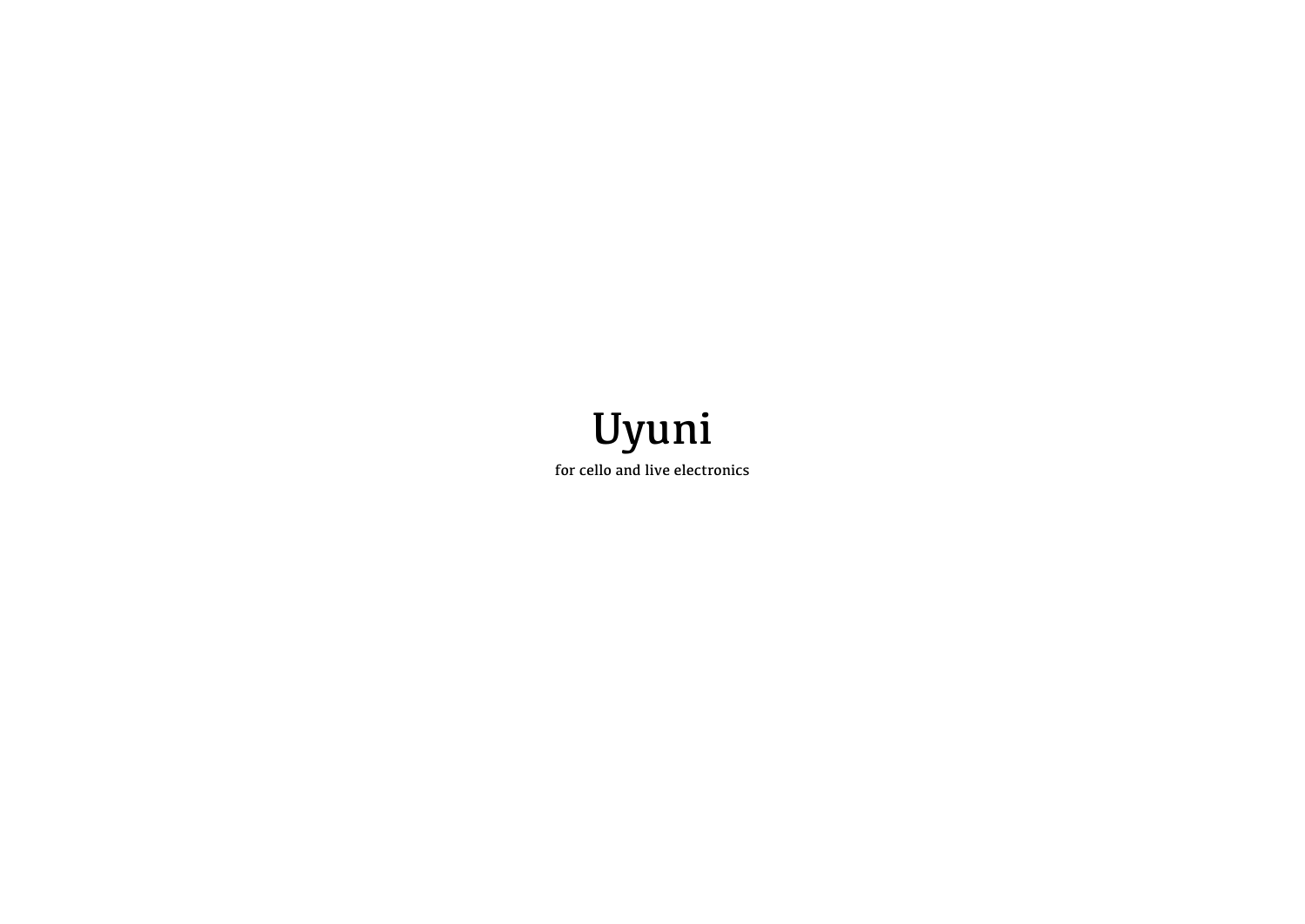# Uyuni

for cello and live electronics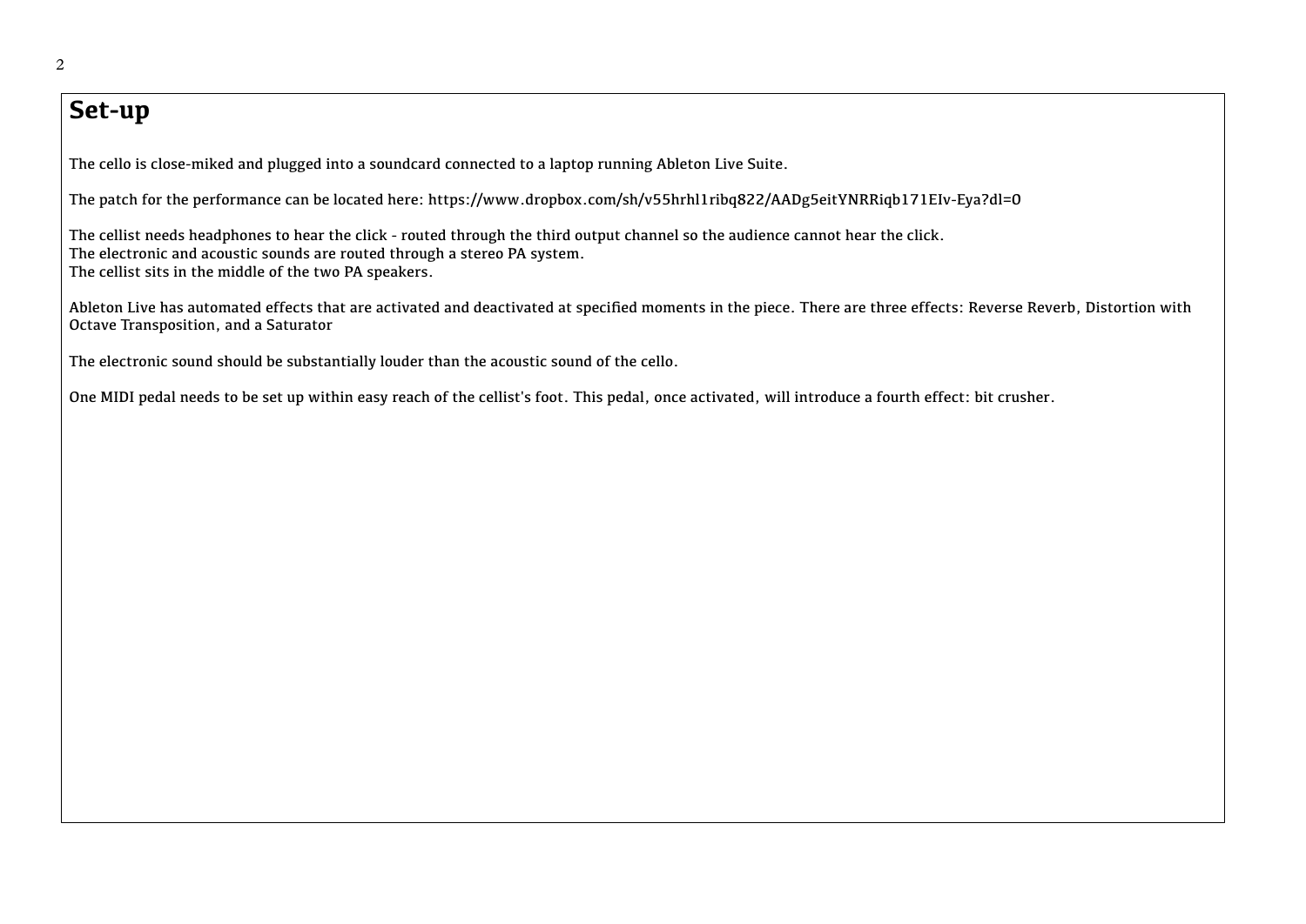# Set-up

The cello is close-miked and plugged into a soundcard connected to a laptop running Ableton Live Suite.

The patch for the performance can be located here: https://www.dropbox.com/sh/v55hrhl1ribq822/AADg5eitYNRRiqb171EIv-Eya?dl=0

The cellist needs headphones to hear the click - routed through the third output channel so the audience cannot hear the click.
The electronic and acoustic sounds are routed through a stereo PA system.
The cellist sits in the middle of the two PA speakers.

Ableton Live has automated effects that are activated and deactivated at specified moments in the piece. There are three effects: Reverse Reverb, Distortion with Octave Transposition, and a Saturator

The electronic sound should be substantially louder than the acoustic sound of the cello.

One MIDI pedal needs to be set up within easy reach of the cellist's foot. This pedal, once activated, will introduce a fourth effect: bit crusher.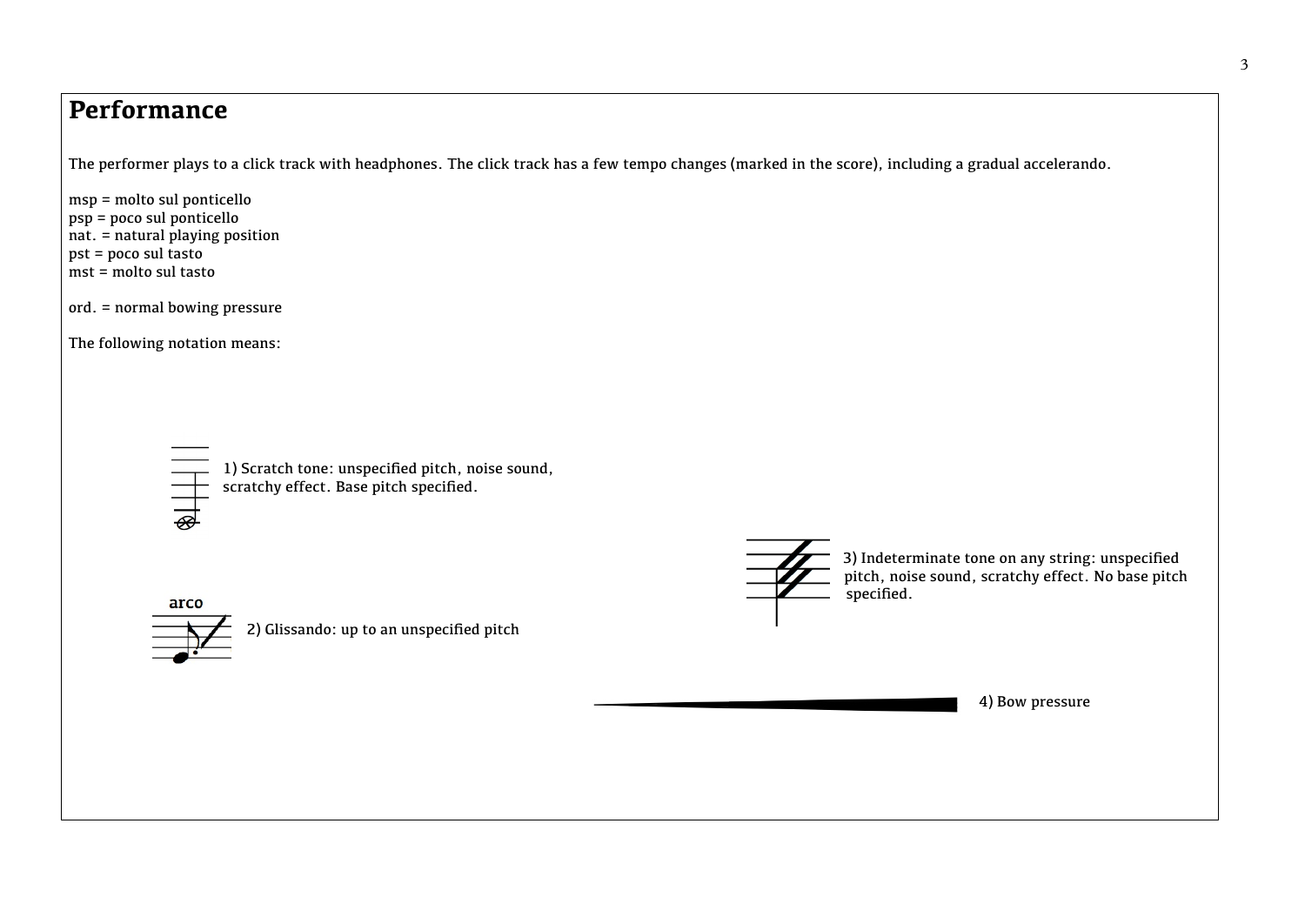# Performance

The performer plays to a click track with headphones. The click track has a few tempo changes (marked in the score), including a gradual accelerando.

msp = molto sul ponticello
psp = poco sul ponticello
nat. = natural playing position
pst = poco sul tasto
mst = molto sul tasto

ord. = normal bowing pressure

The following notation means:

1) Scratch tone: unspecified pitch, noise sound, scratchy effect. Base pitch specified.

arco

2) Glissando: up to an unspecified pitch

3) Indeterminate tone on any string: unspecified pitch, noise sound, scratchy effect. No base pitch specified.

4) Bow pressure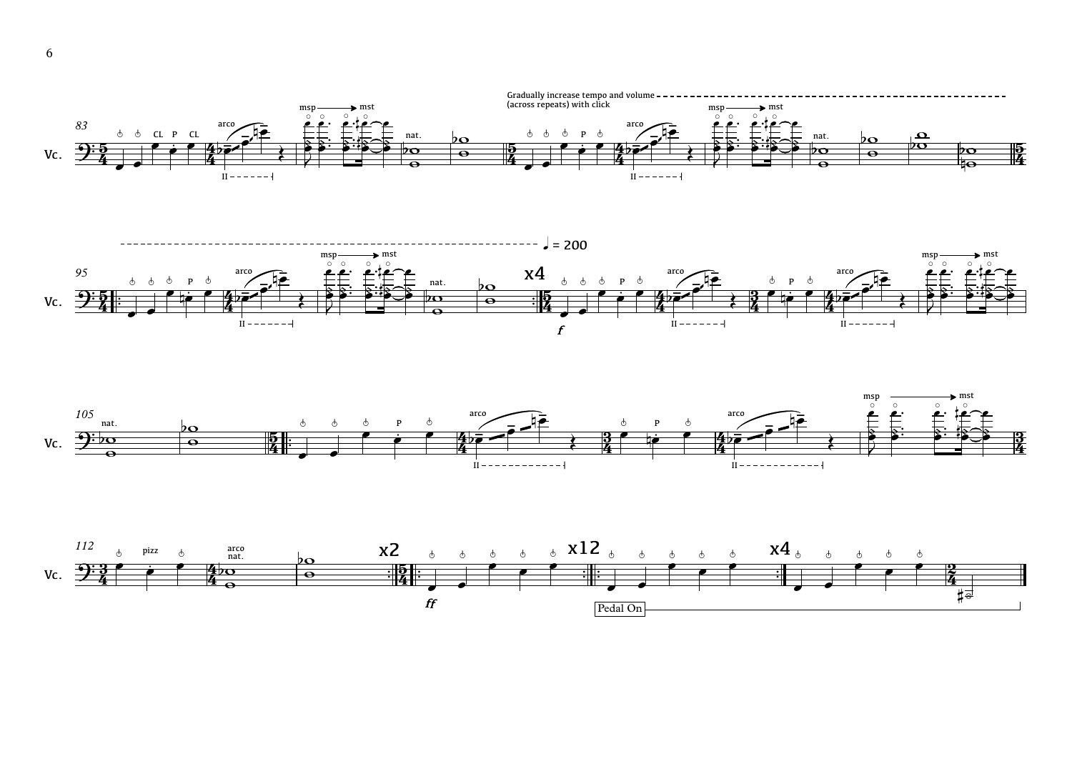Gradually increase tempo and volume (across repeats) with click

83

Vc.

CL P CL arco msp → mst nat.

II

arco msp → mst nat.

II

95

Vc.

P arco msp → mst nat.

II

♩ = 200

x4

P arco P arco msp → mst

*f*

II II

105

Vc.

nat.

P arco P arco msp → mst

II II

112

Vc.

pizz arco nat.

x2 x12 x4

*ff*

Pedal On